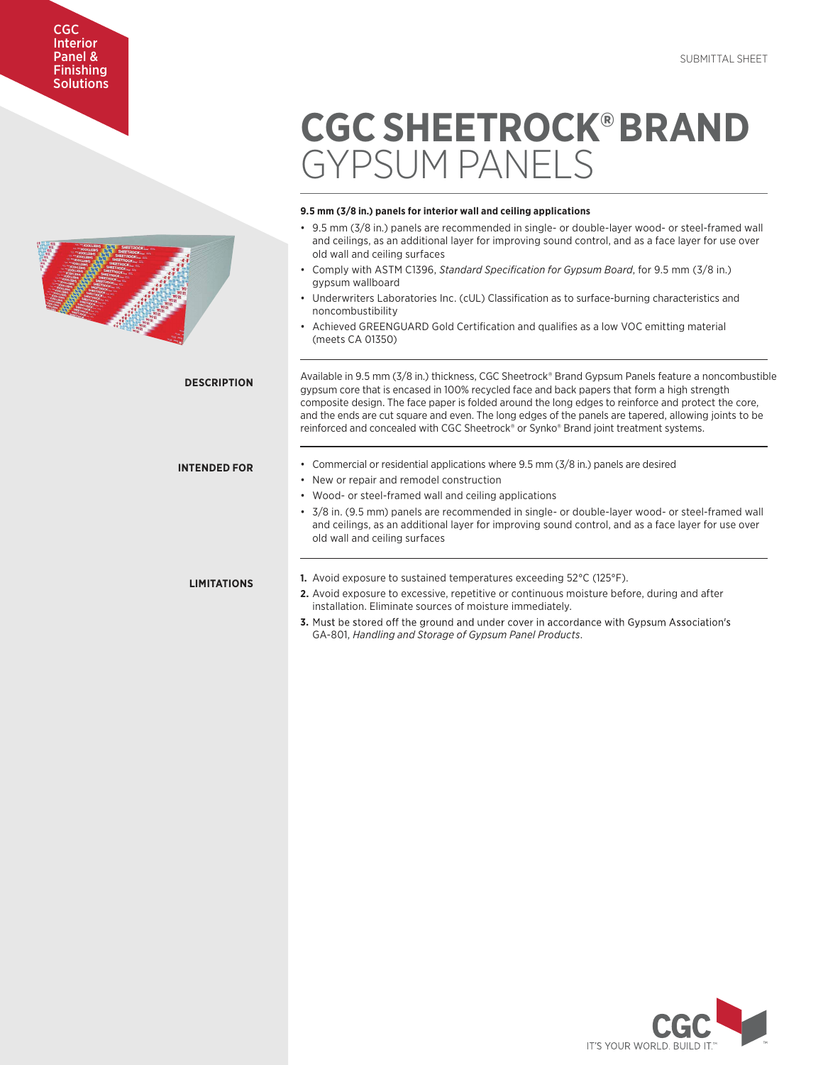CGC Interior Panel & Finishing Solutions

SUBMITTAL SHEET

# CGC SHEETROCK® BRAND GYPSUM PANELS

**9.5 mm (3/8 in.) panels for interior wall and ceiling applications**

- 9.5 mm (3/8 in.) panels are recommended in single- or double-layer wood- or steel-framed wall and ceilings, as an additional layer for improving sound control, and as a face layer for use over old wall and ceiling surfaces
- Comply with ASTM C1396, *Standard Specification for Gypsum Board*, for 9.5 mm (3/8 in.) gypsum wallboard
- Underwriters Laboratories Inc. (cUL) Classification as to surface-burning characteristics and noncombustibility
- Achieved GREENGUARD Gold Certification and qualifies as a low VOC emitting material (meets CA 01350)

## DESCRIPTION

Available in 9.5 mm (3/8 in.) thickness, CGC Sheetrock® Brand Gypsum Panels feature a noncombustible gypsum core that is encased in 100% recycled face and back papers that form a high strength composite design. The face paper is folded around the long edges to reinforce and protect the core, and the ends are cut square and even. The long edges of the panels are tapered, allowing joints to be reinforced and concealed with CGC Sheetrock® or Synko® Brand joint treatment systems.

## INTENDED FOR

- Commercial or residential applications where 9.5 mm (3/8 in.) panels are desired
- New or repair and remodel construction
- Wood- or steel-framed wall and ceiling applications
- 3/8 in. (9.5 mm) panels are recommended in single- or double-layer wood- or steel-framed wall and ceilings, as an additional layer for improving sound control, and as a face layer for use over old wall and ceiling surfaces

## LIMITATIONS

1. Avoid exposure to sustained temperatures exceeding 52°C (125°F).
2. Avoid exposure to excessive, repetitive or continuous moisture before, during and after installation. Eliminate sources of moisture immediately.
3. Must be stored off the ground and under cover in accordance with Gypsum Association's GA-801, *Handling and Storage of Gypsum Panel Products*.

CGC
IT'S YOUR WORLD. BUILD IT.™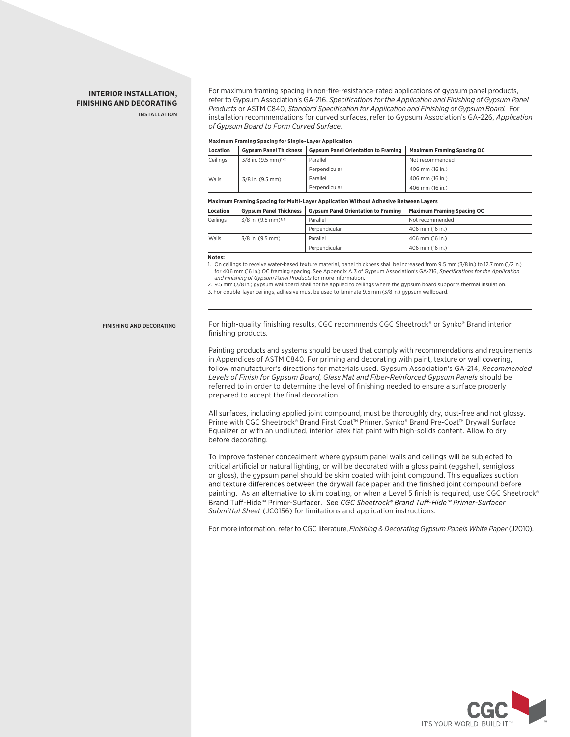## INTERIOR INSTALLATION, FINISHING AND DECORATING

### INSTALLATION

For maximum framing spacing in non-fire-resistance-rated applications of gypsum panel products, refer to Gypsum Association's GA-216, *Specifications for the Application and Finishing of Gypsum Panel Products* or ASTM C840, *Standard Specification for Application and Finishing of Gypsum Board.* For installation recommendations for curved surfaces, refer to Gypsum Association's GA-226, *Application of Gypsum Board to Form Curved Surface.*

**Maximum Framing Spacing for Single-Layer Application**

| Location | Gypsum Panel Thickness | Gypsum Panel Orientation to Framing | Maximum Framing Spacing OC |
|---|---|---|---|
| Ceilings | 3/8 in. (9.5 mm)[1,2] | Parallel | Not recommended |
| | | Perpendicular | 406 mm (16 in.) |
| Walls | 3/8 in. (9.5 mm) | Parallel | 406 mm (16 in.) |
| | | Perpendicular | 406 mm (16 in.) |

**Maximum Framing Spacing for Multi-Layer Application Without Adhesive Between Layers**

| Location | Gypsum Panel Thickness | Gypsum Panel Orientation to Framing | Maximum Framing Spacing OC |
|---|---|---|---|
| Ceilings | 3/8 in. (9.5 mm)[1,3] | Parallel | Not recommended |
| | | Perpendicular | 406 mm (16 in.) |
| Walls | 3/8 in. (9.5 mm) | Parallel | 406 mm (16 in.) |
| | | Perpendicular | 406 mm (16 in.) |

**Notes:**

1. On ceilings to receive water-based texture material, panel thickness shall be increased from 9.5 mm (3/8 in.) to 12.7 mm (1/2 in.) for 406 mm (16 in.) OC framing spacing. See Appendix A.3 of Gypsum Association's GA-216, *Specifications for the Application and Finishing of Gypsum Panel Products* for more information.
2. 9.5 mm (3/8 in.) gypsum wallboard shall not be applied to ceilings where the gypsum board supports thermal insulation.
3. For double-layer ceilings, adhesive must be used to laminate 9.5 mm (3/8 in.) gypsum wallboard.

### FINISHING AND DECORATING

For high-quality finishing results, CGC recommends CGC Sheetrock® or Synko® Brand interior finishing products.

Painting products and systems should be used that comply with recommendations and requirements in Appendices of ASTM C840. For priming and decorating with paint, texture or wall covering, follow manufacturer's directions for materials used. Gypsum Association's GA-214, *Recommended Levels of Finish for Gypsum Board, Glass Mat and Fiber-Reinforced Gypsum Panels* should be referred to in order to determine the level of finishing needed to ensure a surface properly prepared to accept the final decoration.

All surfaces, including applied joint compound, must be thoroughly dry, dust-free and not glossy. Prime with CGC Sheetrock® Brand First Coat™ Primer, Synko® Brand Pre-Coat™ Drywall Surface Equalizer or with an undiluted, interior latex flat paint with high-solids content. Allow to dry before decorating.

To improve fastener concealment where gypsum panel walls and ceilings will be subjected to critical artificial or natural lighting, or will be decorated with a gloss paint (eggshell, semigloss or gloss), the gypsum panel should be skim coated with joint compound. This equalizes suction and texture differences between the drywall face paper and the finished joint compound before painting. As an alternative to skim coating, or when a Level 5 finish is required, use CGC Sheetrock® Brand Tuff-Hide™ Primer-Surfacer. See *CGC Sheetrock® Brand Tuff-Hide™ Primer-Surfacer Submittal Sheet* (JC0156) for limitations and application instructions.

For more information, refer to CGC literature, *Finishing & Decorating Gypsum Panels White Paper* (J2010).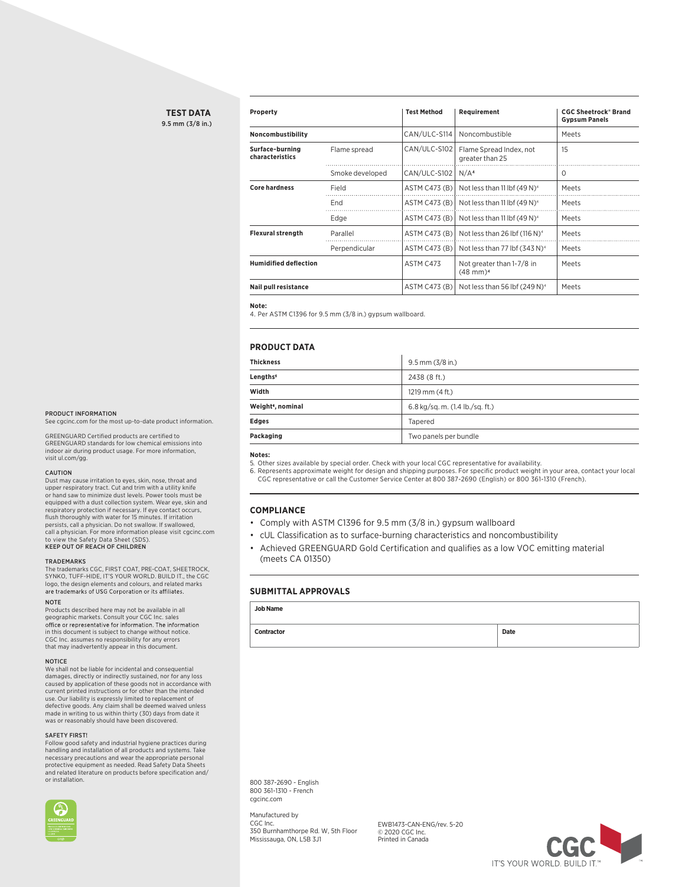## TEST DATA

9.5 mm (3/8 in.)

| Property | | Test Method | Requirement | CGC Sheetrock® Brand Gypsum Panels |
|---|---|---|---|---|
| **Noncombustibility** | | CAN/ULC-S114 | Noncombustible | Meets |
| **Surface-burning characteristics** | Flame spread | CAN/ULC-S102 | Flame Spread Index, not greater than 25 | 15 |
| | Smoke developed | CAN/ULC-S102 | N/A[4] | 0 |
| **Core hardness** | Field | ASTM C473 (B) | Not less than 11 lbf (49 N)[4] | Meets |
| | End | ASTM C473 (B) | Not less than 11 lbf (49 N)[4] | Meets |
| | Edge | ASTM C473 (B) | Not less than 11 lbf (49 N)[4] | Meets |
| **Flexural strength** | Parallel | ASTM C473 (B) | Not less than 26 lbf (116 N)[4] | Meets |
| | Perpendicular | ASTM C473 (B) | Not less than 77 lbf (343 N)[4] | Meets |
| **Humidified deflection** | | ASTM C473 | Not greater than 1-7/8 in (48 mm)[4] | Meets |
| **Nail pull resistance** | | ASTM C473 (B) | Not less than 56 lbf (249 N)[4] | Meets |

**Note:**
4. Per ASTM C1396 for 9.5 mm (3/8 in.) gypsum wallboard.

## PRODUCT DATA

| | |
|---|---|
| **Thickness** | 9.5 mm (3/8 in.) |
| **Lengths[5]** | 2438 (8 ft.) |
| **Width** | 1219 mm (4 ft.) |
| **Weight[6], nominal** | 6.8 kg/sq. m. (1.4 lb./sq. ft.) |
| **Edges** | Tapered |
| **Packaging** | Two panels per bundle |

**Notes:**
5. Other sizes available by special order. Check with your local CGC representative for availability.
6. Represents approximate weight for design and shipping purposes. For specific product weight in your area, contact your local CGC representative or call the Customer Service Center at 800 387-2690 (English) or 800 361-1310 (French).

## COMPLIANCE

- Comply with ASTM C1396 for 9.5 mm (3/8 in.) gypsum wallboard
- cUL Classification as to surface-burning characteristics and noncombustibility
- Achieved GREENGUARD Gold Certification and qualifies as a low VOC emitting material (meets CA 01350)

## SUBMITTAL APPROVALS

| Job Name | |
|---|---|
| **Contractor** | **Date** |

### PRODUCT INFORMATION

See cgcinc.com for the most up-to-date product information.

GREENGUARD Certified products are certified to GREENGUARD standards for low chemical emissions into indoor air during product usage. For more information, visit ul.com/gg.

### CAUTION

Dust may cause irritation to eyes, skin, nose, throat and upper respiratory tract. Cut and trim with a utility knife or hand saw to minimize dust levels. Power tools must be equipped with a dust collection system. Wear eye, skin and respiratory protection if necessary. If eye contact occurs, flush thoroughly with water for 15 minutes. If irritation persists, call a physician. Do not swallow. If swallowed, call a physician. For more information please visit cgcinc.com to view the Safety Data Sheet (SDS).
**KEEP OUT OF REACH OF CHILDREN**

### TRADEMARKS

The trademarks CGC, FIRST COAT, PRE-COAT, SHEETROCK, SYNKO, TUFF-HIDE, IT'S YOUR WORLD. BUILD IT., the CGC logo, the design elements and colours, and related marks are trademarks of USG Corporation or its affiliates.

### NOTE

Products described here may not be available in all geographic markets. Consult your CGC Inc. sales office or representative for information. The information in this document is subject to change without notice. CGC Inc. assumes no responsibility for any errors that may inadvertently appear in this document.

### NOTICE

We shall not be liable for incidental and consequential damages, directly or indirectly sustained, nor for any loss caused by application of these goods not in accordance with current printed instructions or for other than the intended use. Our liability is expressly limited to replacement of defective goods. Any claim shall be deemed waived unless made in writing to us within thirty (30) days from date it was or reasonably should have been discovered.

### SAFETY FIRST!

Follow good safety and industrial hygiene practices during handling and installation of all products and systems. Take necessary precautions and wear the appropriate personal protective equipment as needed. Read Safety Data Sheets and related literature on products before specification and/or installation.

800 387-2690 - English
800 361-1310 - French
cgcinc.com

Manufactured by
CGC Inc.
350 Burnhamthorpe Rd. W, 5th Floor
Mississauga, ON, L5B 3J1

EWB1473-CAN-ENG/rev. 5-20
© 2020 CGC Inc.
Printed in Canada

CGC
IT'S YOUR WORLD. BUILD IT.™